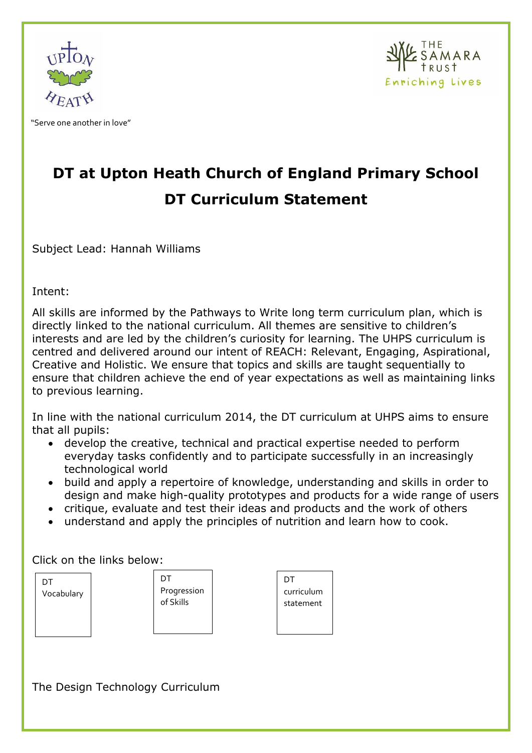UPTON HEATH

"Serve one another in love"

THE SAMARA TRUST
Enriching Lives

# DT at Upton Heath Church of England Primary School

# DT Curriculum Statement

Subject Lead: Hannah Williams

Intent:

All skills are informed by the Pathways to Write long term curriculum plan, which is directly linked to the national curriculum. All themes are sensitive to children's interests and are led by the children's curiosity for learning. The UHPS curriculum is centred and delivered around our intent of REACH: Relevant, Engaging, Aspirational, Creative and Holistic. We ensure that topics and skills are taught sequentially to ensure that children achieve the end of year expectations as well as maintaining links to previous learning.

In line with the national curriculum 2014, the DT curriculum at UHPS aims to ensure that all pupils:

- develop the creative, technical and practical expertise needed to perform everyday tasks confidently and to participate successfully in an increasingly technological world
- build and apply a repertoire of knowledge, understanding and skills in order to design and make high-quality prototypes and products for a wide range of users
- critique, evaluate and test their ideas and products and the work of others
- understand and apply the principles of nutrition and learn how to cook.

Click on the links below:

DT Vocabulary

DT Progression of Skills

DT curriculum statement

The Design Technology Curriculum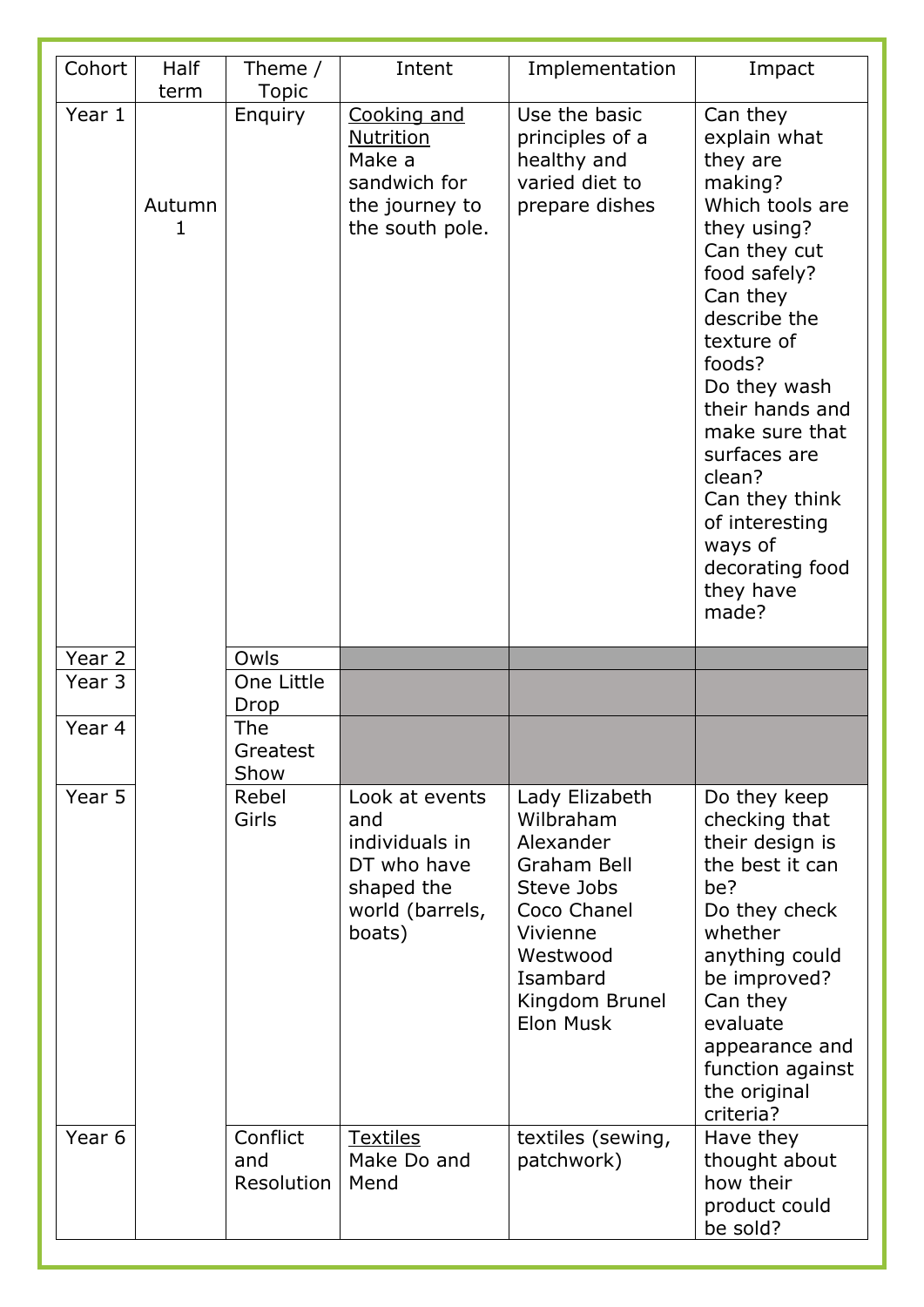| Cohort | Half term | Theme / Topic | Intent | Implementation | Impact |
|---|---|---|---|---|---|
| Year 1 | Autumn 1 | Enquiry | Cooking and Nutrition<br>Make a sandwich for the journey to the south pole. | Use the basic principles of a healthy and varied diet to prepare dishes | Can they explain what they are making?<br>Which tools are they using?<br>Can they cut food safely?<br>Can they describe the texture of foods?<br>Do they wash their hands and make sure that surfaces are clean?<br>Can they think of interesting ways of decorating food they have made? |
| Year 2 | | Owls | | | |
| Year 3 | | One Little Drop | | | |
| Year 4 | | The Greatest Show | | | |
| Year 5 | | Rebel Girls | Look at events and individuals in DT who have shaped the world (barrels, boats) | Lady Elizabeth Wilbraham<br>Alexander Graham Bell<br>Steve Jobs<br>Coco Chanel<br>Vivienne Westwood<br>Isambard Kingdom Brunel<br>Elon Musk | Do they keep checking that their design is the best it can be?<br>Do they check whether anything could be improved?<br>Can they evaluate appearance and function against the original criteria? |
| Year 6 | | Conflict and Resolution | Textiles<br>Make Do and Mend | textiles (sewing, patchwork) | Have they thought about how their product could be sold? |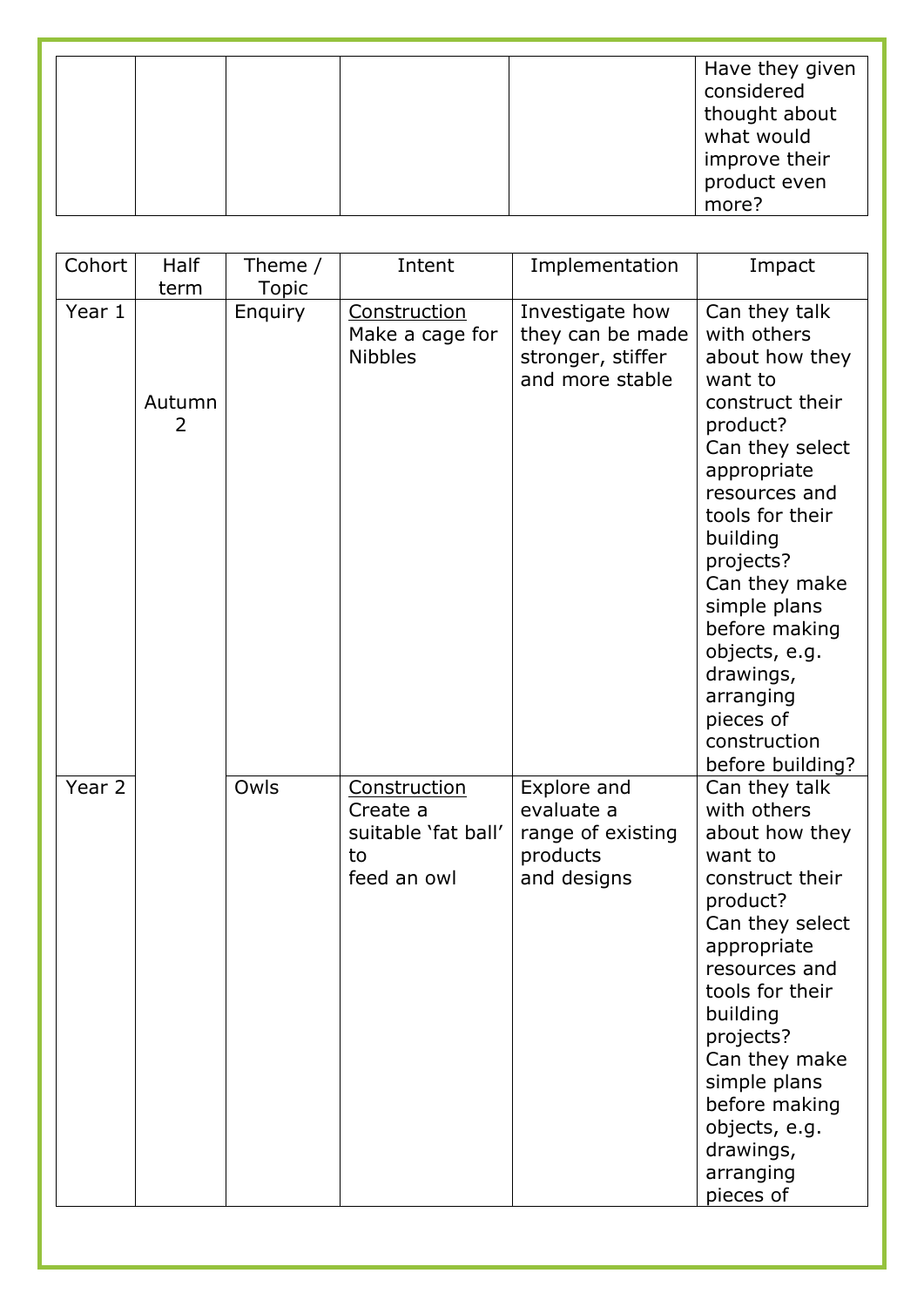| | | | | | |
|---|---|---|---|---|---|
| | | | | | Have they given considered thought about what would improve their product even more? |

| Cohort | Half term | Theme / Topic | Intent | Implementation | Impact |
|---|---|---|---|---|---|
| Year 1 | Autumn 2 | Enquiry | Construction<br>Make a cage for Nibbles | Investigate how they can be made stronger, stiffer and more stable | Can they talk with others about how they want to construct their product?<br>Can they select appropriate resources and tools for their building projects?<br>Can they make simple plans before making objects, e.g. drawings, arranging pieces of construction before building? |
| Year 2 | | Owls | Construction<br>Create a suitable 'fat ball' to feed an owl | Explore and evaluate a range of existing products and designs | Can they talk with others about how they want to construct their product?<br>Can they select appropriate resources and tools for their building projects?<br>Can they make simple plans before making objects, e.g. drawings, arranging pieces of |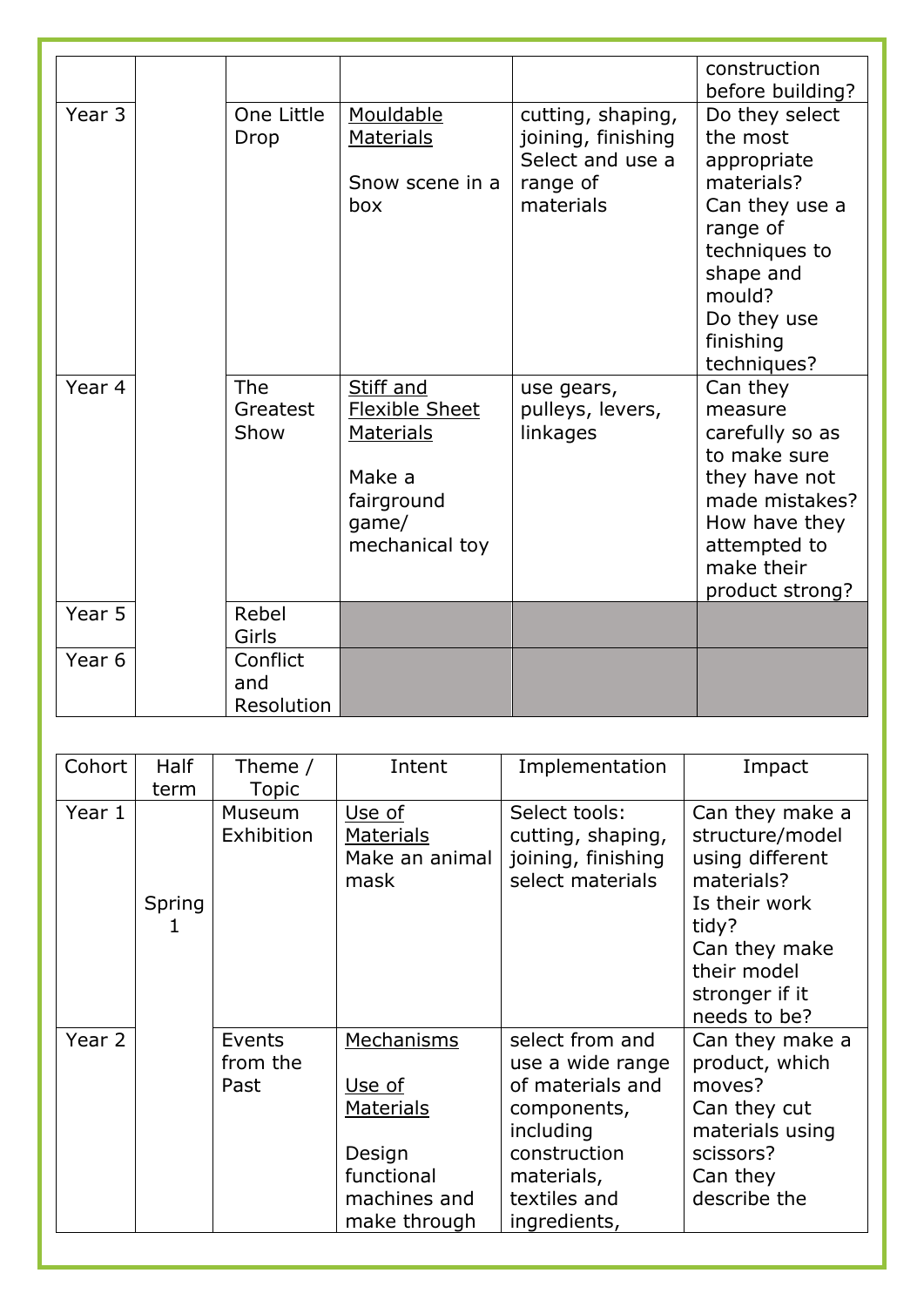| | | | | | |
|---|---|---|---|---|---|
| | | | | | construction before building? |
| Year 3 | | One Little Drop | Mouldable Materials<br><br>Snow scene in a box | cutting, shaping, joining, finishing Select and use a range of materials | Do they select the most appropriate materials?<br>Can they use a range of techniques to shape and mould?<br>Do they use finishing techniques? |
| Year 4 | | The Greatest Show | Stiff and Flexible Sheet Materials<br><br>Make a fairground game/ mechanical toy | use gears, pulleys, levers, linkages | Can they measure carefully so as to make sure they have not made mistakes?<br>How have they attempted to make their product strong? |
| Year 5 | | Rebel Girls | | | |
| Year 6 | | Conflict and Resolution | | | |

| Cohort | Half term | Theme / Topic | Intent | Implementation | Impact |
|---|---|---|---|---|---|
| Year 1 | Spring 1 | Museum Exhibition | Use of Materials<br>Make an animal mask | Select tools: cutting, shaping, joining, finishing select materials | Can they make a structure/model using different materials?<br>Is their work tidy?<br>Can they make their model stronger if it needs to be? |
| Year 2 | | Events from the Past | Mechanisms<br><br>Use of Materials<br><br>Design functional machines and make through | select from and use a wide range of materials and components, including construction materials, textiles and ingredients, | Can they make a product, which moves?<br>Can they cut materials using scissors?<br>Can they describe the |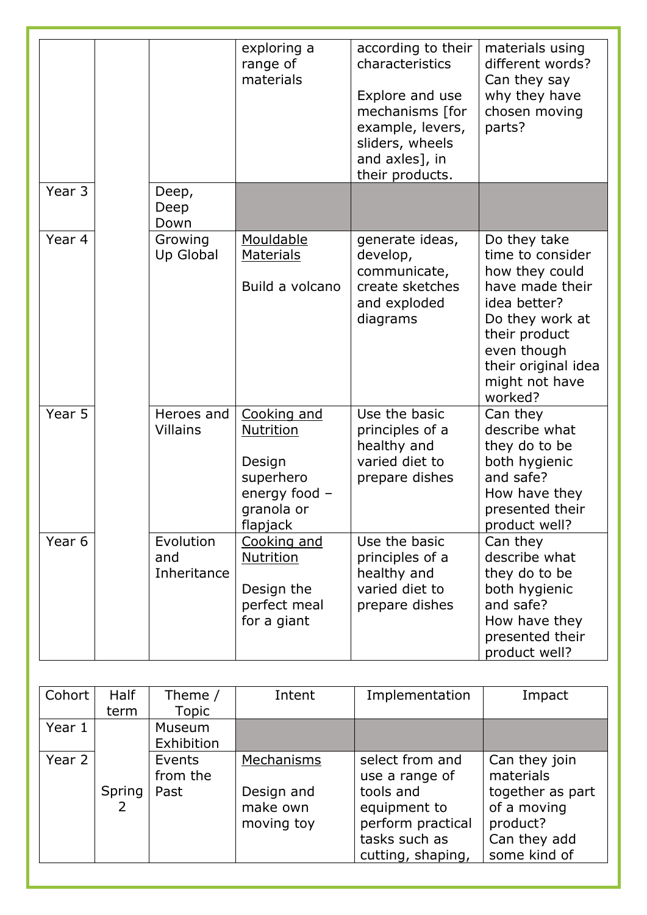| | | | | | |
|---|---|---|---|---|---|
| | | | exploring a range of materials | according to their characteristics<br><br>Explore and use mechanisms [for example, levers, sliders, wheels and axles], in their products. | materials using different words?<br>Can they say why they have chosen moving parts? |
| Year 3 | | Deep, Deep Down | | | |
| Year 4 | | Growing Up Global | Mouldable Materials<br><br>Build a volcano | generate ideas, develop, communicate, create sketches and exploded diagrams | Do they take time to consider how they could have made their idea better?<br>Do they work at their product even though their original idea might not have worked? |
| Year 5 | | Heroes and Villains | Cooking and Nutrition<br><br>Design superhero energy food – granola or flapjack | Use the basic principles of a healthy and varied diet to prepare dishes | Can they describe what they do to be both hygienic and safe?<br>How have they presented their product well? |
| Year 6 | | Evolution and Inheritance | Cooking and Nutrition<br><br>Design the perfect meal for a giant | Use the basic principles of a healthy and varied diet to prepare dishes | Can they describe what they do to be both hygienic and safe?<br>How have they presented their product well? |

| Cohort | Half term | Theme / Topic | Intent | Implementation | Impact |
|---|---|---|---|---|---|
| Year 1 | Spring 2 | Museum Exhibition | | | |
| Year 2 | | Events from the Past | Mechanisms<br><br>Design and make own moving toy | select from and use a range of tools and equipment to perform practical tasks such as cutting, shaping, | Can they join materials together as part of a moving product?<br>Can they add some kind of |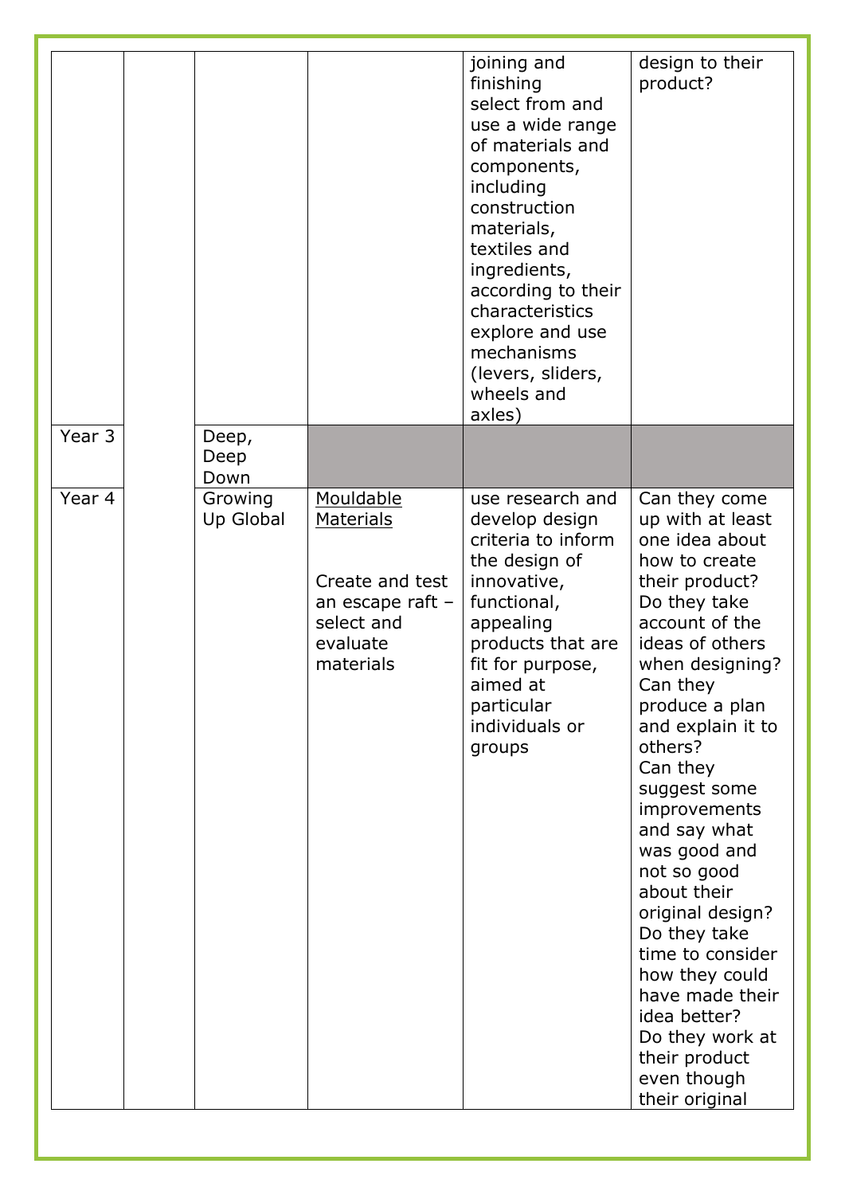| | | | | | |
|---|---|---|---|---|---|
| | | | | joining and finishing<br>select from and use a wide range of materials and components, including construction materials, textiles and ingredients, according to their characteristics<br>explore and use mechanisms (levers, sliders, wheels and axles) | design to their product? |
| Year 3 | | Deep, Deep Down | | | |
| Year 4 | | Growing Up Global | Mouldable Materials<br><br>Create and test an escape raft – select and evaluate materials | use research and develop design criteria to inform the design of innovative, functional, appealing products that are fit for purpose, aimed at particular individuals or groups | Can they come up with at least one idea about how to create their product?<br>Do they take account of the ideas of others when designing?<br>Can they produce a plan and explain it to others?<br>Can they suggest some improvements and say what was good and not so good about their original design?<br>Do they take time to consider how they could have made their idea better?<br>Do they work at their product even though their original |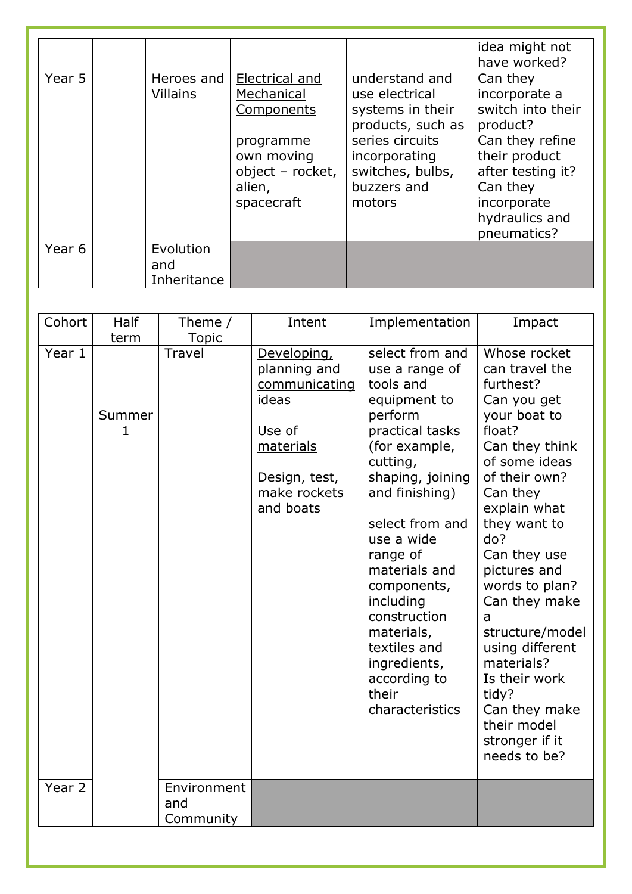| | | | | | |
|---|---|---|---|---|---|
| | | | | | idea might not have worked? |
| Year 5 | | Heroes and Villains | Electrical and Mechanical Components<br><br>programme own moving object – rocket, alien, spacecraft | understand and use electrical systems in their products, such as series circuits incorporating switches, bulbs, buzzers and motors | Can they incorporate a switch into their product?<br>Can they refine their product after testing it?<br>Can they incorporate hydraulics and pneumatics? |
| Year 6 | | Evolution and Inheritance | | | |

| Cohort | Half term | Theme / Topic | Intent | Implementation | Impact |
|---|---|---|---|---|---|
| Year 1 | Summer 1 | Travel | Developing, planning and communicating ideas<br><br>Use of materials<br><br>Design, test, make rockets and boats | select from and use a range of tools and equipment to perform practical tasks (for example, cutting, shaping, joining and finishing)<br><br>select from and use a wide range of materials and components, including construction materials, textiles and ingredients, according to their characteristics | Whose rocket can travel the furthest?<br>Can you get your boat to float?<br>Can they think of some ideas of their own?<br>Can they explain what they want to do?<br>Can they use pictures and words to plan?<br>Can they make a structure/model using different materials?<br>Is their work tidy?<br>Can they make their model stronger if it needs to be? |
| Year 2 | | Environment and Community | | | |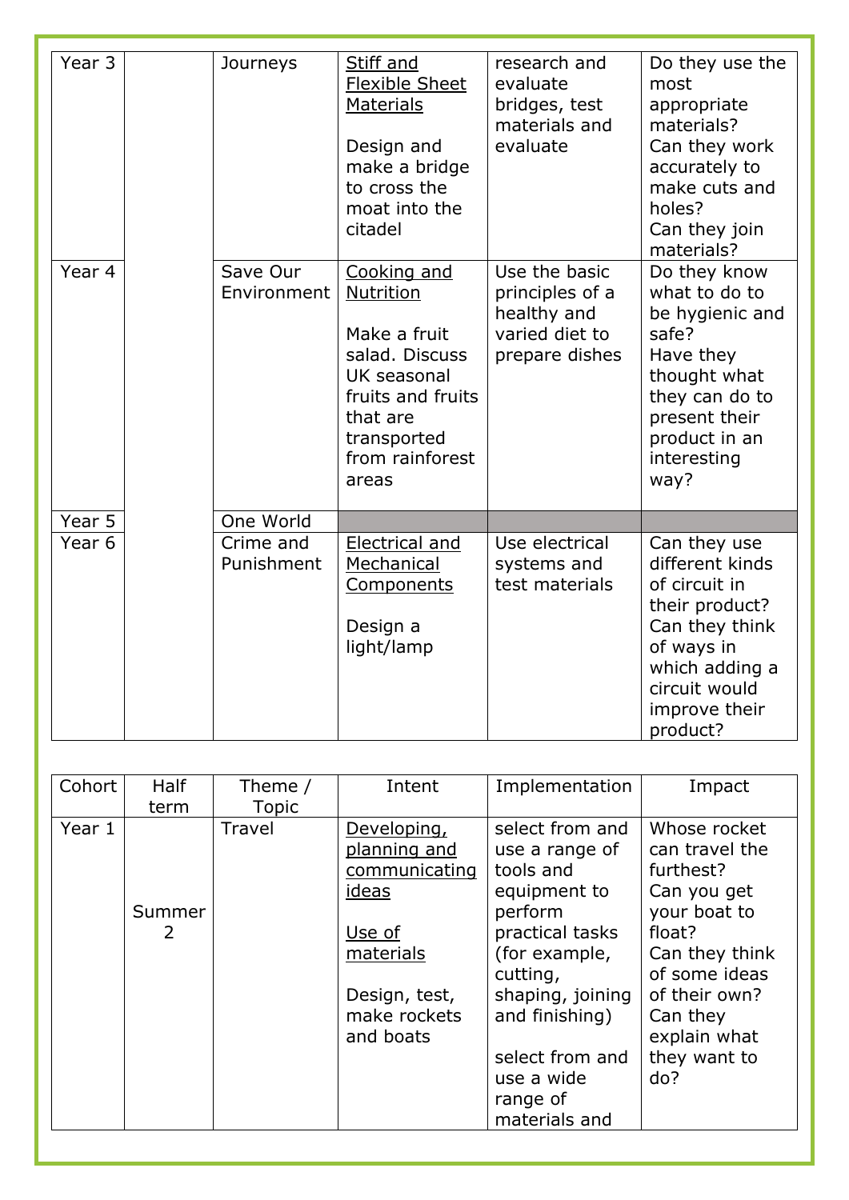| | | | | | |
|---|---|---|---|---|---|
| Year 3 | | Journeys | Stiff and Flexible Sheet Materials<br><br>Design and make a bridge to cross the moat into the citadel | research and evaluate bridges, test materials and evaluate | Do they use the most appropriate materials?<br>Can they work accurately to make cuts and holes?<br>Can they join materials? |
| Year 4 | | Save Our Environment | Cooking and Nutrition<br><br>Make a fruit salad. Discuss UK seasonal fruits and fruits that are transported from rainforest areas | Use the basic principles of a healthy and varied diet to prepare dishes | Do they know what to do to be hygienic and safe?<br>Have they thought what they can do to present their product in an interesting way? |
| Year 5 | | One World | | | |
| Year 6 | | Crime and Punishment | Electrical and Mechanical Components<br><br>Design a light/lamp | Use electrical systems and test materials | Can they use different kinds of circuit in their product?<br>Can they think of ways in which adding a circuit would improve their product? |

| Cohort | Half term | Theme / Topic | Intent | Implementation | Impact |
|---|---|---|---|---|---|
| Year 1 | Summer 2 | Travel | Developing, planning and communicating ideas<br><br>Use of materials<br><br>Design, test, make rockets and boats | select from and use a range of tools and equipment to perform practical tasks (for example, cutting, shaping, joining and finishing)<br><br>select from and use a wide range of materials and | Whose rocket can travel the furthest?<br>Can you get your boat to float?<br>Can they think of some ideas of their own?<br>Can they explain what they want to do? |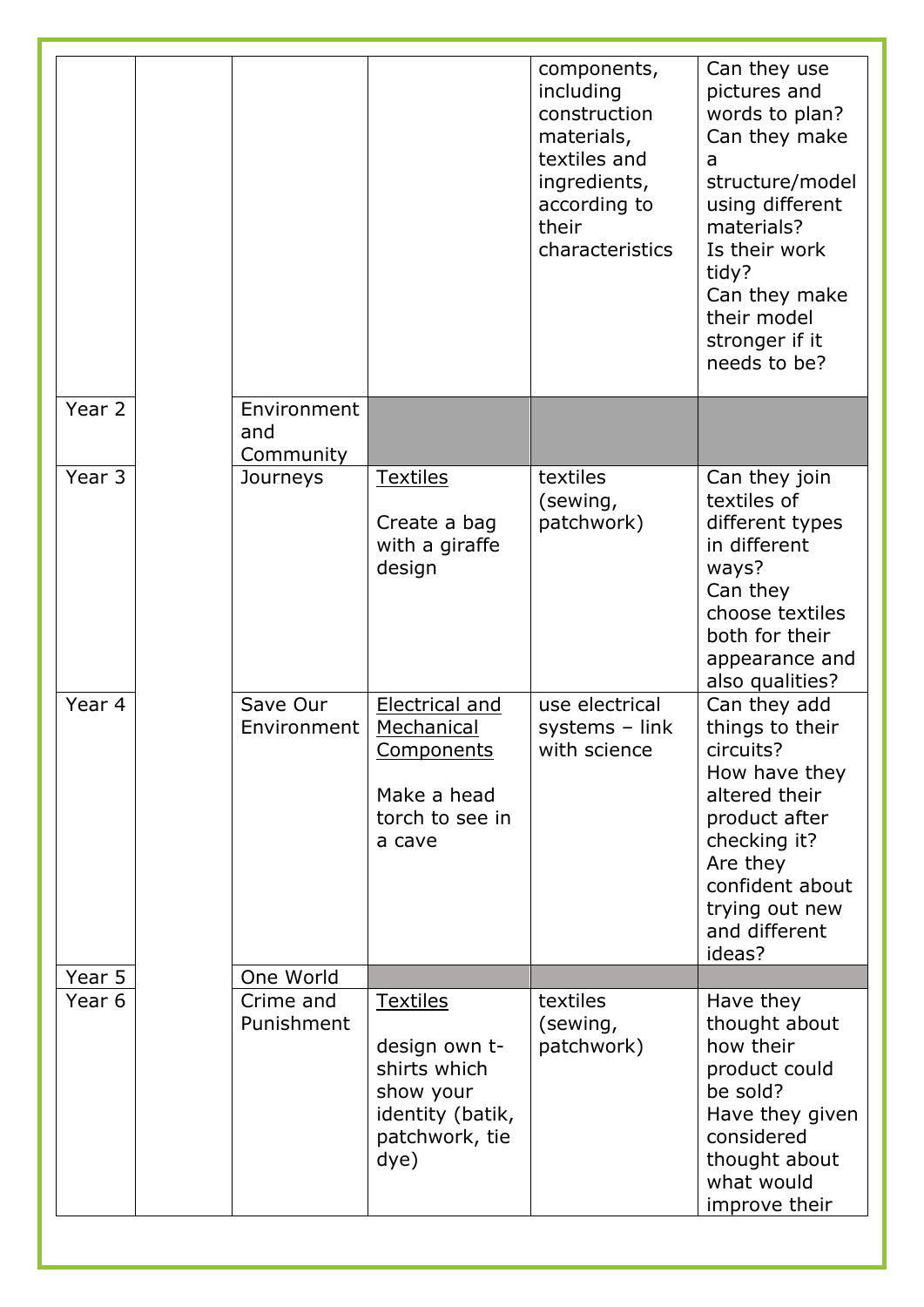| | | | | | |
|---|---|---|---|---|---|
| | | | | components, including construction materials, textiles and ingredients, according to their characteristics | Can they use pictures and words to plan? Can they make a structure/model using different materials? Is their work tidy? Can they make their model stronger if it needs to be? |
| Year 2 | | Environment and Community | | | |
| Year 3 | | Journeys | Textiles<br><br>Create a bag with a giraffe design | textiles (sewing, patchwork) | Can they join textiles of different types in different ways? Can they choose textiles both for their appearance and also qualities? |
| Year 4 | | Save Our Environment | Electrical and Mechanical Components<br><br>Make a head torch to see in a cave | use electrical systems – link with science | Can they add things to their circuits? How have they altered their product after checking it? Are they confident about trying out new and different ideas? |
| Year 5 | | One World | | | |
| Year 6 | | Crime and Punishment | Textiles<br><br>design own t-shirts which show your identity (batik, patchwork, tie dye) | textiles (sewing, patchwork) | Have they thought about how their product could be sold? Have they given considered thought about what would improve their |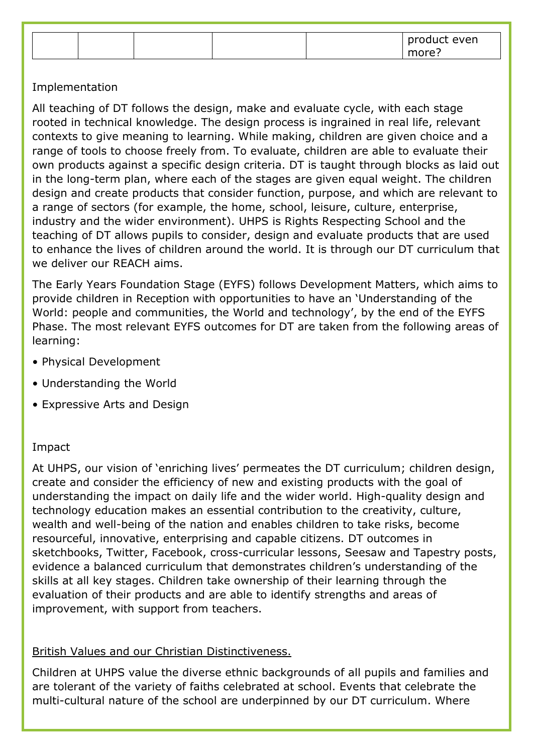|  |  |  |  |  | product even more? |
|---|---|---|---|---|---|

Implementation

All teaching of DT follows the design, make and evaluate cycle, with each stage rooted in technical knowledge. The design process is ingrained in real life, relevant contexts to give meaning to learning. While making, children are given choice and a range of tools to choose freely from. To evaluate, children are able to evaluate their own products against a specific design criteria. DT is taught through blocks as laid out in the long-term plan, where each of the stages are given equal weight. The children design and create products that consider function, purpose, and which are relevant to a range of sectors (for example, the home, school, leisure, culture, enterprise, industry and the wider environment). UHPS is Rights Respecting School and the teaching of DT allows pupils to consider, design and evaluate products that are used to enhance the lives of children around the world. It is through our DT curriculum that we deliver our REACH aims.

The Early Years Foundation Stage (EYFS) follows Development Matters, which aims to provide children in Reception with opportunities to have an 'Understanding of the World: people and communities, the World and technology', by the end of the EYFS Phase. The most relevant EYFS outcomes for DT are taken from the following areas of learning:

- Physical Development
- Understanding the World
- Expressive Arts and Design

Impact

At UHPS, our vision of 'enriching lives' permeates the DT curriculum; children design, create and consider the efficiency of new and existing products with the goal of understanding the impact on daily life and the wider world. High-quality design and technology education makes an essential contribution to the creativity, culture, wealth and well-being of the nation and enables children to take risks, become resourceful, innovative, enterprising and capable citizens. DT outcomes in sketchbooks, Twitter, Facebook, cross-curricular lessons, Seesaw and Tapestry posts, evidence a balanced curriculum that demonstrates children's understanding of the skills at all key stages. Children take ownership of their learning through the evaluation of their products and are able to identify strengths and areas of improvement, with support from teachers.

<u>British Values and our Christian Distinctiveness.</u>

Children at UHPS value the diverse ethnic backgrounds of all pupils and families and are tolerant of the variety of faiths celebrated at school. Events that celebrate the multi-cultural nature of the school are underpinned by our DT curriculum. Where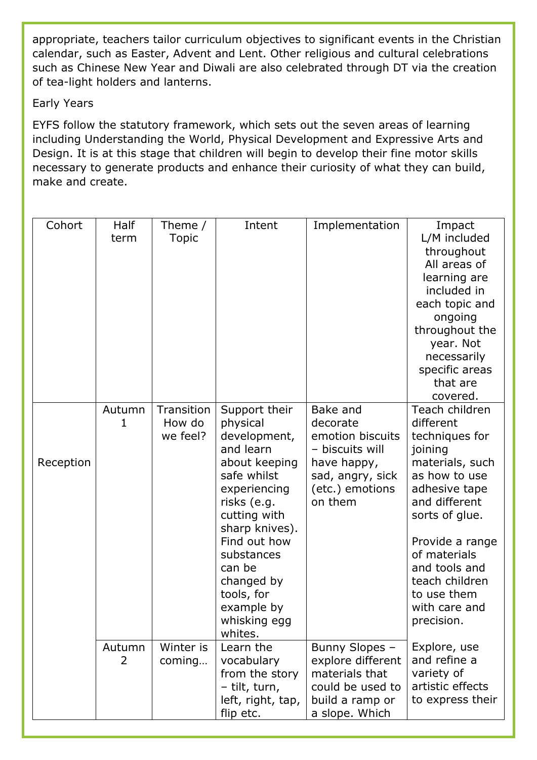appropriate, teachers tailor curriculum objectives to significant events in the Christian calendar, such as Easter, Advent and Lent. Other religious and cultural celebrations such as Chinese New Year and Diwali are also celebrated through DT via the creation of tea-light holders and lanterns.

Early Years

EYFS follow the statutory framework, which sets out the seven areas of learning including Understanding the World, Physical Development and Expressive Arts and Design. It is at this stage that children will begin to develop their fine motor skills necessary to generate products and enhance their curiosity of what they can build, make and create.

| Cohort | Half term | Theme / Topic | Intent | Implementation | Impact L/M included throughout All areas of learning are included in each topic and ongoing throughout the year. Not necessarily specific areas that are covered. |
|---|---|---|---|---|---|
| Reception | Autumn 1 | Transition How do we feel? | Support their physical development, and learn about keeping safe whilst experiencing risks (e.g. cutting with sharp knives). Find out how substances can be changed by tools, for example by whisking egg whites. | Bake and decorate emotion biscuits – biscuits will have happy, sad, angry, sick (etc.) emotions on them | Teach children different techniques for joining materials, such as how to use adhesive tape and different sorts of glue. Provide a range of materials and tools and teach children to use them with care and precision. Explore, use and refine a variety of artistic effects to express their |
| | Autumn 2 | Winter is coming… | Learn the vocabulary from the story – tilt, turn, left, right, tap, flip etc. | Bunny Slopes – explore different materials that could be used to build a ramp or a slope. Which | |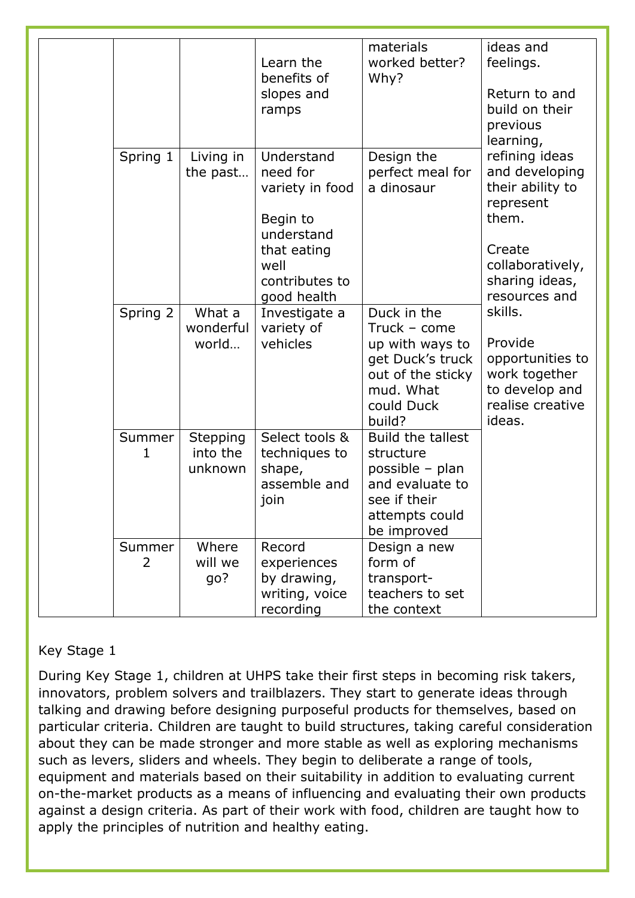| | | | | | |
|---|---|---|---|---|---|
| | | | Learn the benefits of slopes and ramps | materials worked better? Why? | ideas and feelings.<br><br>Return to and build on their previous learning, refining ideas and developing their ability to represent them.<br><br>Create collaboratively, sharing ideas, resources and skills.<br><br>Provide opportunities to work together to develop and realise creative ideas. |
| | Spring 1 | Living in the past… | Understand need for variety in food<br><br>Begin to understand that eating well contributes to good health | Design the perfect meal for a dinosaur | |
| | Spring 2 | What a wonderful world… | Investigate a variety of vehicles | Duck in the Truck – come up with ways to get Duck's truck out of the sticky mud. What could Duck build? | |
| | Summer 1 | Stepping into the unknown | Select tools & techniques to shape, assemble and join | Build the tallest structure possible – plan and evaluate to see if their attempts could be improved | |
| | Summer 2 | Where will we go? | Record experiences by drawing, writing, voice recording | Design a new form of transport- teachers to set the context | |

Key Stage 1

During Key Stage 1, children at UHPS take their first steps in becoming risk takers, innovators, problem solvers and trailblazers. They start to generate ideas through talking and drawing before designing purposeful products for themselves, based on particular criteria. Children are taught to build structures, taking careful consideration about they can be made stronger and more stable as well as exploring mechanisms such as levers, sliders and wheels. They begin to deliberate a range of tools, equipment and materials based on their suitability in addition to evaluating current on-the-market products as a means of influencing and evaluating their own products against a design criteria. As part of their work with food, children are taught how to apply the principles of nutrition and healthy eating.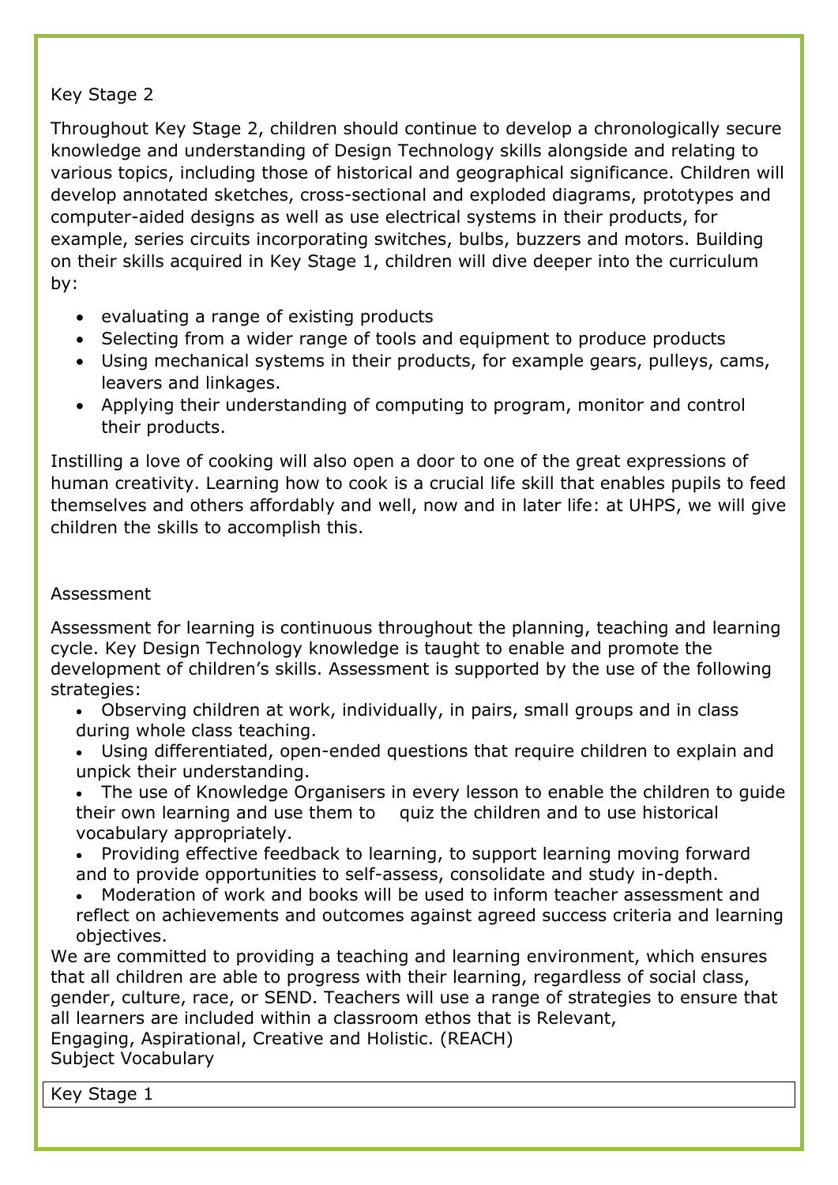## Key Stage 2

Throughout Key Stage 2, children should continue to develop a chronologically secure knowledge and understanding of Design Technology skills alongside and relating to various topics, including those of historical and geographical significance. Children will develop annotated sketches, cross-sectional and exploded diagrams, prototypes and computer-aided designs as well as use electrical systems in their products, for example, series circuits incorporating switches, bulbs, buzzers and motors. Building on their skills acquired in Key Stage 1, children will dive deeper into the curriculum by:

- evaluating a range of existing products
- Selecting from a wider range of tools and equipment to produce products
- Using mechanical systems in their products, for example gears, pulleys, cams, leavers and linkages.
- Applying their understanding of computing to program, monitor and control their products.

Instilling a love of cooking will also open a door to one of the great expressions of human creativity. Learning how to cook is a crucial life skill that enables pupils to feed themselves and others affordably and well, now and in later life: at UHPS, we will give children the skills to accomplish this.

## Assessment

Assessment for learning is continuous throughout the planning, teaching and learning cycle. Key Design Technology knowledge is taught to enable and promote the development of children's skills. Assessment is supported by the use of the following strategies:

- Observing children at work, individually, in pairs, small groups and in class during whole class teaching.
- Using differentiated, open-ended questions that require children to explain and unpick their understanding.
- The use of Knowledge Organisers in every lesson to enable the children to guide their own learning and use them to quiz the children and to use historical vocabulary appropriately.
- Providing effective feedback to learning, to support learning moving forward and to provide opportunities to self-assess, consolidate and study in-depth.
- Moderation of work and books will be used to inform teacher assessment and reflect on achievements and outcomes against agreed success criteria and learning objectives.

We are committed to providing a teaching and learning environment, which ensures that all children are able to progress with their learning, regardless of social class, gender, culture, race, or SEND. Teachers will use a range of strategies to ensure that all learners are included within a classroom ethos that is Relevant, Engaging, Aspirational, Creative and Holistic. (REACH)

## Subject Vocabulary

| Key Stage 1 |
| --- |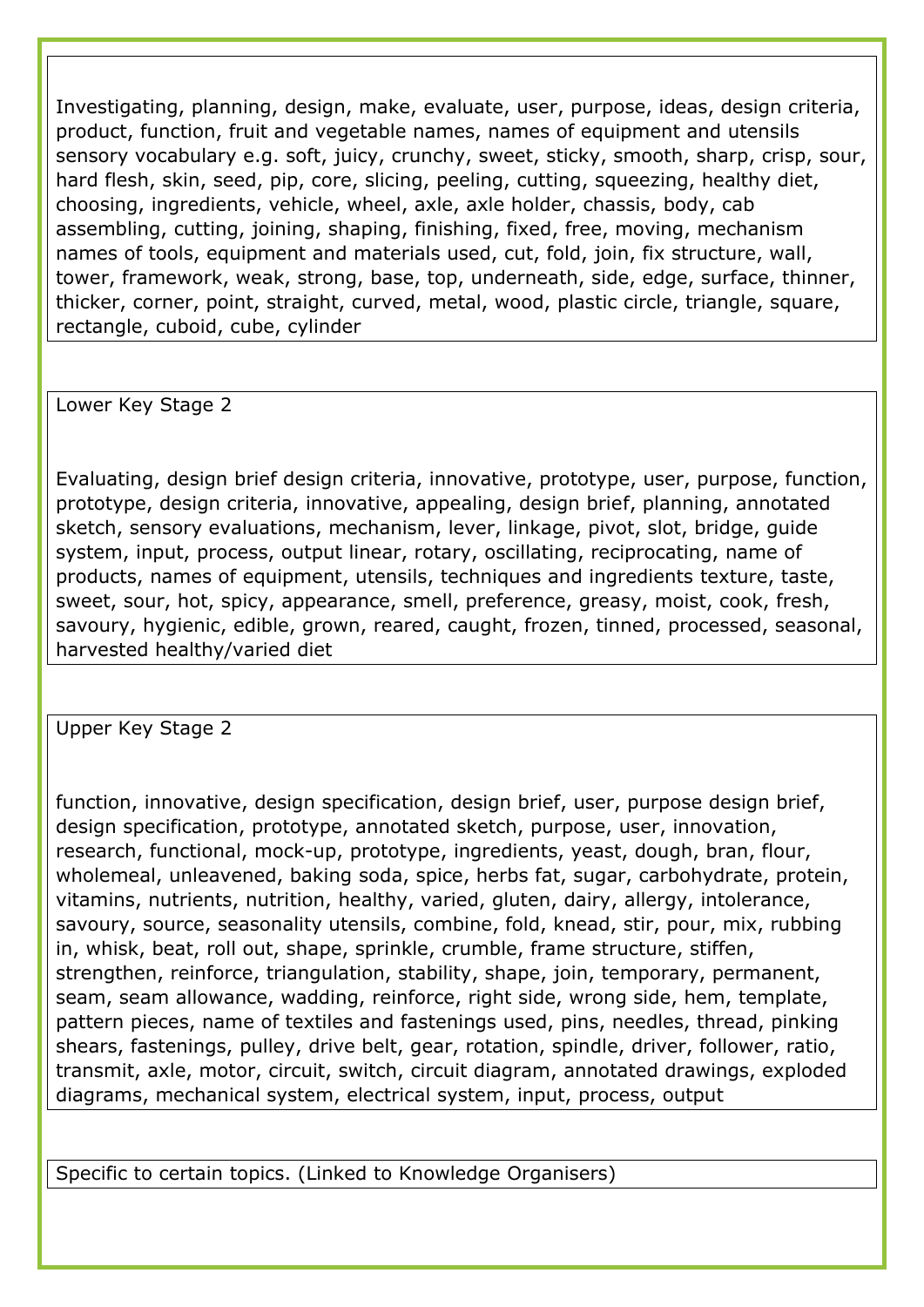Investigating, planning, design, make, evaluate, user, purpose, ideas, design criteria, product, function, fruit and vegetable names, names of equipment and utensils sensory vocabulary e.g. soft, juicy, crunchy, sweet, sticky, smooth, sharp, crisp, sour, hard flesh, skin, seed, pip, core, slicing, peeling, cutting, squeezing, healthy diet, choosing, ingredients, vehicle, wheel, axle, axle holder, chassis, body, cab assembling, cutting, joining, shaping, finishing, fixed, free, moving, mechanism names of tools, equipment and materials used, cut, fold, join, fix structure, wall, tower, framework, weak, strong, base, top, underneath, side, edge, surface, thinner, thicker, corner, point, straight, curved, metal, wood, plastic circle, triangle, square, rectangle, cuboid, cube, cylinder

## Lower Key Stage 2

Evaluating, design brief design criteria, innovative, prototype, user, purpose, function, prototype, design criteria, innovative, appealing, design brief, planning, annotated sketch, sensory evaluations, mechanism, lever, linkage, pivot, slot, bridge, guide system, input, process, output linear, rotary, oscillating, reciprocating, name of products, names of equipment, utensils, techniques and ingredients texture, taste, sweet, sour, hot, spicy, appearance, smell, preference, greasy, moist, cook, fresh, savoury, hygienic, edible, grown, reared, caught, frozen, tinned, processed, seasonal, harvested healthy/varied diet

## Upper Key Stage 2

function, innovative, design specification, design brief, user, purpose design brief, design specification, prototype, annotated sketch, purpose, user, innovation, research, functional, mock-up, prototype, ingredients, yeast, dough, bran, flour, wholemeal, unleavened, baking soda, spice, herbs fat, sugar, carbohydrate, protein, vitamins, nutrients, nutrition, healthy, varied, gluten, dairy, allergy, intolerance, savoury, source, seasonality utensils, combine, fold, knead, stir, pour, mix, rubbing in, whisk, beat, roll out, shape, sprinkle, crumble, frame structure, stiffen, strengthen, reinforce, triangulation, stability, shape, join, temporary, permanent, seam, seam allowance, wadding, reinforce, right side, wrong side, hem, template, pattern pieces, name of textiles and fastenings used, pins, needles, thread, pinking shears, fastenings, pulley, drive belt, gear, rotation, spindle, driver, follower, ratio, transmit, axle, motor, circuit, switch, circuit diagram, annotated drawings, exploded diagrams, mechanical system, electrical system, input, process, output

Specific to certain topics. (Linked to Knowledge Organisers)